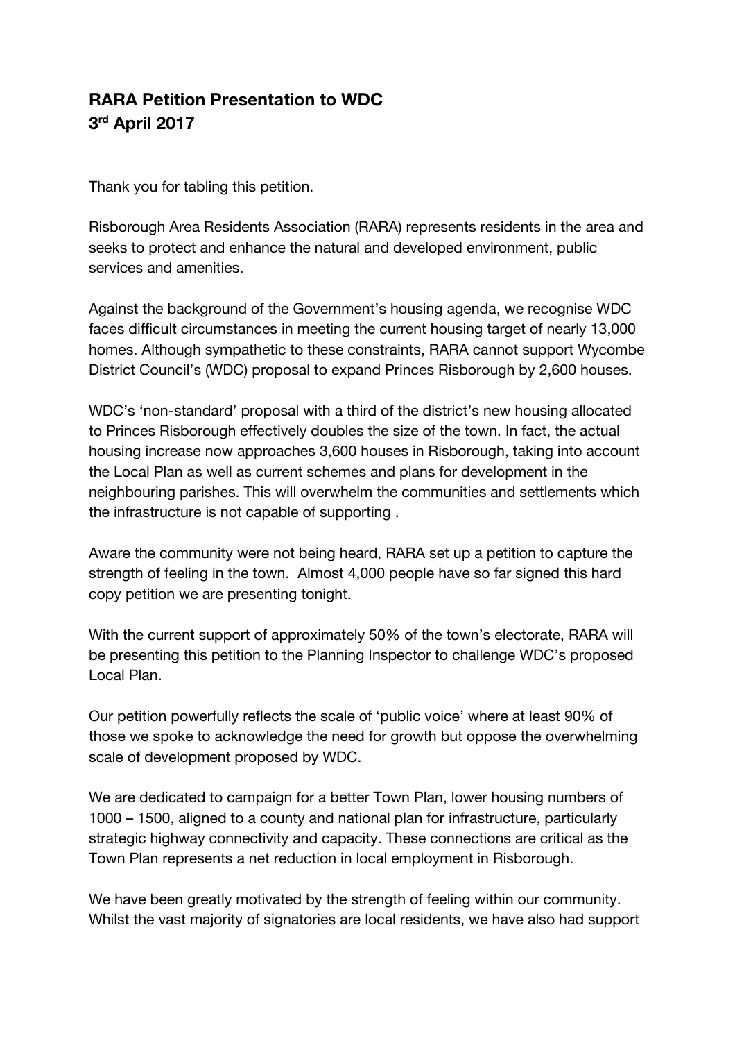# RARA Petition Presentation to WDC
# 3rd April 2017

Thank you for tabling this petition.

Risborough Area Residents Association (RARA) represents residents in the area and seeks to protect and enhance the natural and developed environment, public services and amenities.

Against the background of the Government's housing agenda, we recognise WDC faces difficult circumstances in meeting the current housing target of nearly 13,000 homes. Although sympathetic to these constraints, RARA cannot support Wycombe District Council's (WDC) proposal to expand Princes Risborough by 2,600 houses.

WDC's 'non-standard' proposal with a third of the district's new housing allocated to Princes Risborough effectively doubles the size of the town. In fact, the actual housing increase now approaches 3,600 houses in Risborough, taking into account the Local Plan as well as current schemes and plans for development in the neighbouring parishes. This will overwhelm the communities and settlements which the infrastructure is not capable of supporting .

Aware the community were not being heard, RARA set up a petition to capture the strength of feeling in the town. Almost 4,000 people have so far signed this hard copy petition we are presenting tonight.

With the current support of approximately 50% of the town's electorate, RARA will be presenting this petition to the Planning Inspector to challenge WDC's proposed Local Plan.

Our petition powerfully reflects the scale of 'public voice' where at least 90% of those we spoke to acknowledge the need for growth but oppose the overwhelming scale of development proposed by WDC.

We are dedicated to campaign for a better Town Plan, lower housing numbers of 1000 – 1500, aligned to a county and national plan for infrastructure, particularly strategic highway connectivity and capacity. These connections are critical as the Town Plan represents a net reduction in local employment in Risborough.

We have been greatly motivated by the strength of feeling within our community. Whilst the vast majority of signatories are local residents, we have also had support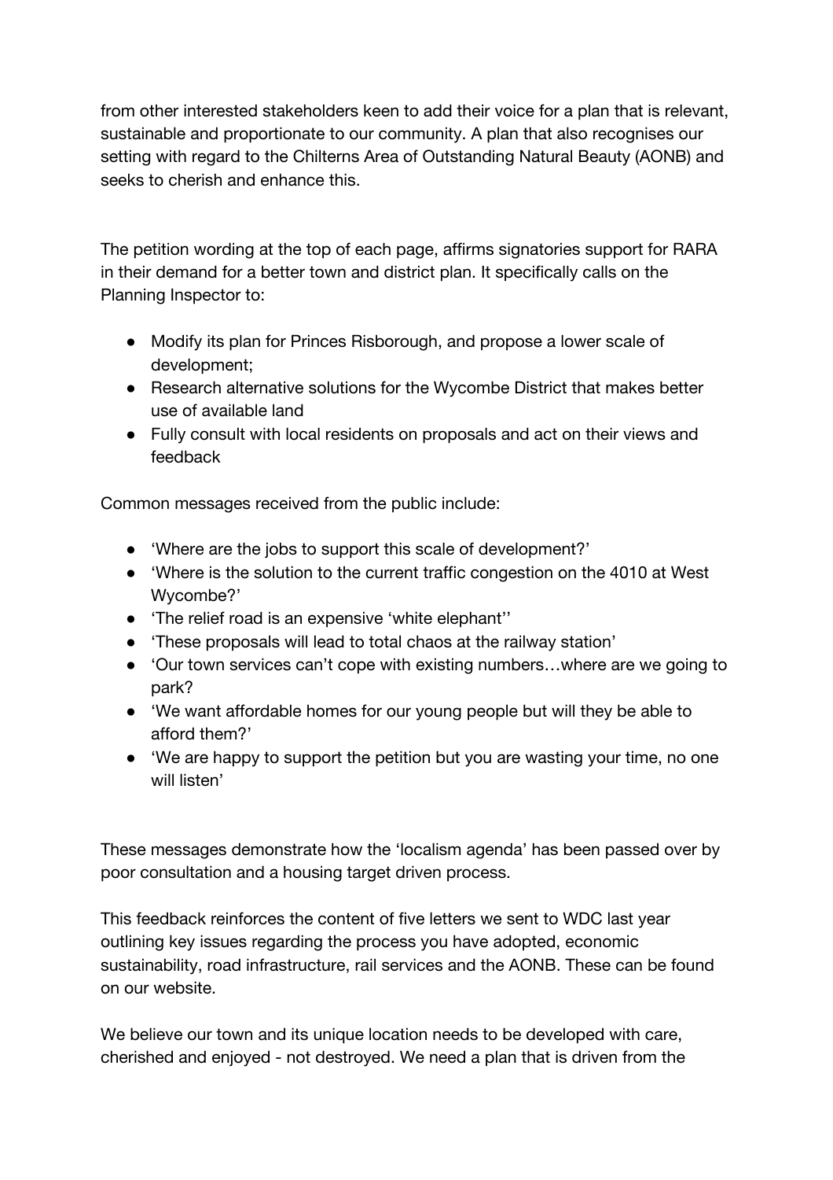from other interested stakeholders keen to add their voice for a plan that is relevant, sustainable and proportionate to our community. A plan that also recognises our setting with regard to the Chilterns Area of Outstanding Natural Beauty (AONB) and seeks to cherish and enhance this.

The petition wording at the top of each page, affirms signatories support for RARA in their demand for a better town and district plan. It specifically calls on the Planning Inspector to:

- Modify its plan for Princes Risborough, and propose a lower scale of development;
- Research alternative solutions for the Wycombe District that makes better use of available land
- Fully consult with local residents on proposals and act on their views and feedback

Common messages received from the public include:

- 'Where are the jobs to support this scale of development?'
- 'Where is the solution to the current traffic congestion on the 4010 at West Wycombe?'
- 'The relief road is an expensive 'white elephant''
- 'These proposals will lead to total chaos at the railway station'
- 'Our town services can't cope with existing numbers…where are we going to park?
- 'We want affordable homes for our young people but will they be able to afford them?'
- 'We are happy to support the petition but you are wasting your time, no one will listen'

These messages demonstrate how the 'localism agenda' has been passed over by poor consultation and a housing target driven process.

This feedback reinforces the content of five letters we sent to WDC last year outlining key issues regarding the process you have adopted, economic sustainability, road infrastructure, rail services and the AONB. These can be found on our website.

We believe our town and its unique location needs to be developed with care, cherished and enjoyed - not destroyed. We need a plan that is driven from the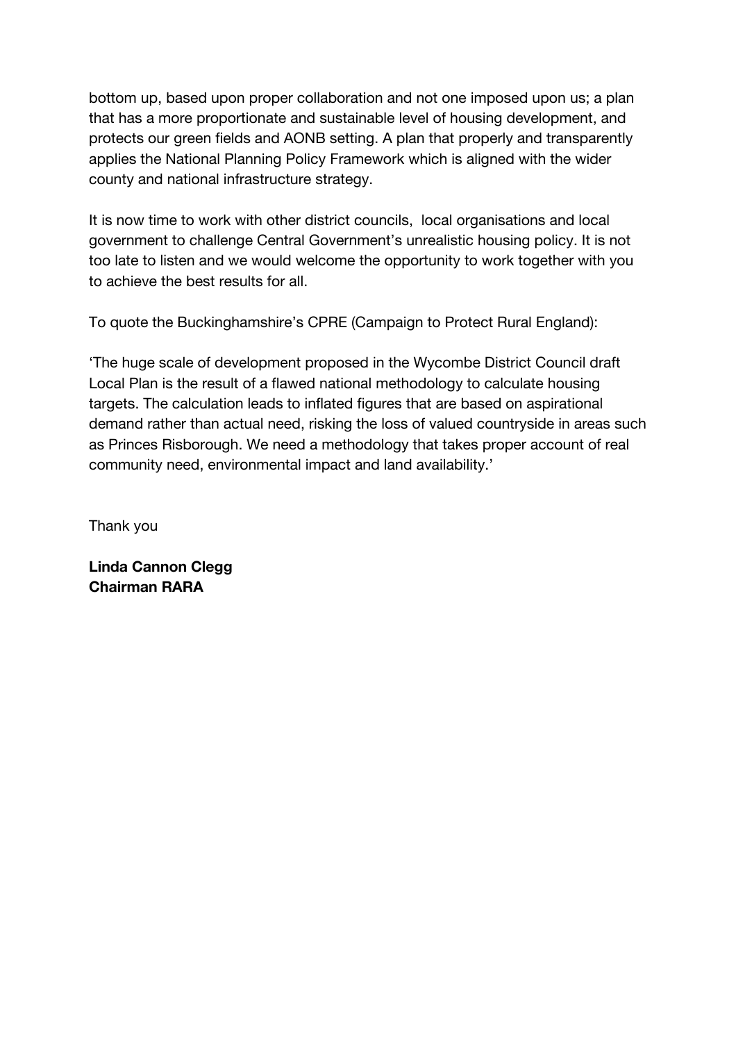bottom up, based upon proper collaboration and not one imposed upon us; a plan that has a more proportionate and sustainable level of housing development, and protects our green fields and AONB setting. A plan that properly and transparently applies the National Planning Policy Framework which is aligned with the wider county and national infrastructure strategy.

It is now time to work with other district councils, local organisations and local government to challenge Central Government's unrealistic housing policy. It is not too late to listen and we would welcome the opportunity to work together with you to achieve the best results for all.

To quote the Buckinghamshire's CPRE (Campaign to Protect Rural England):

'The huge scale of development proposed in the Wycombe District Council draft Local Plan is the result of a flawed national methodology to calculate housing targets. The calculation leads to inflated figures that are based on aspirational demand rather than actual need, risking the loss of valued countryside in areas such as Princes Risborough. We need a methodology that takes proper account of real community need, environmental impact and land availability.'

Thank you

**Linda Cannon Clegg**
**Chairman RARA**